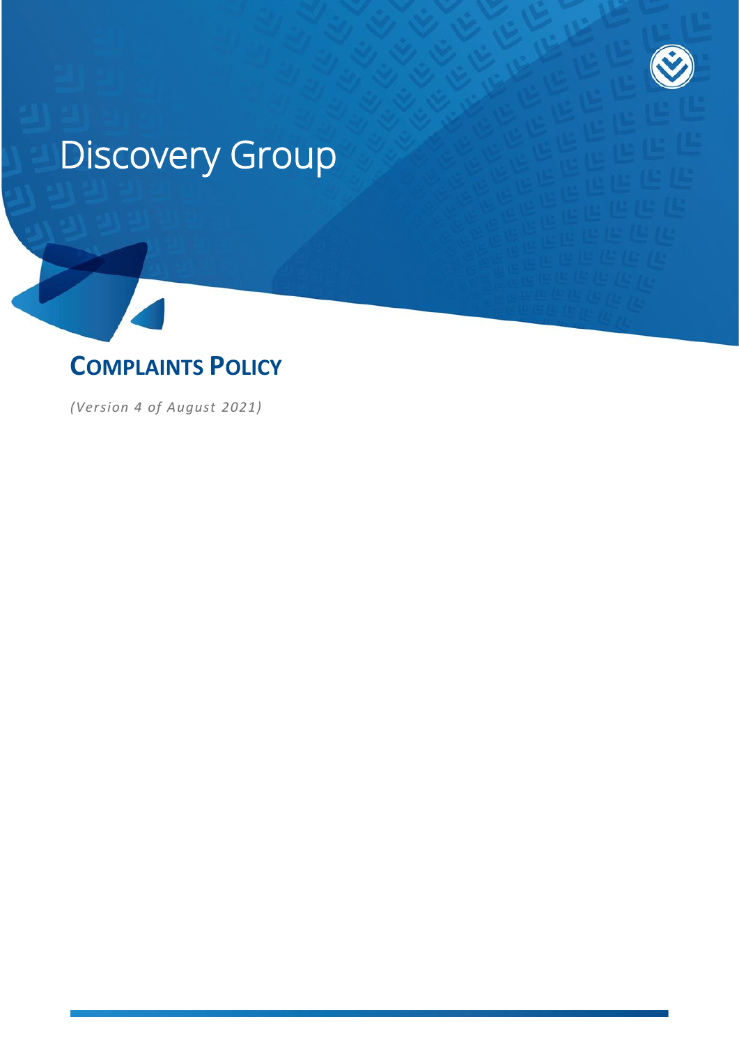# Discovery Group

## COMPLAINTS POLICY

*(Version 4 of August 2021)*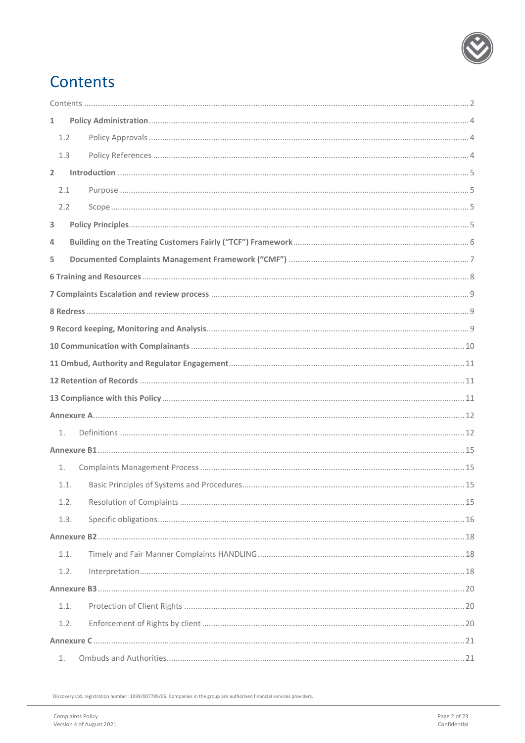# Contents

Contents ..... 2

**1 Policy Administration** ..... 4

- 1.2 Policy Approvals ..... 4
- 1.3 Policy References ..... 4

**2 Introduction** ..... 5

- 2.1 Purpose ..... 5
- 2.2 Scope ..... 5

**3 Policy Principles** ..... 5

**4 Building on the Treating Customers Fairly ("TCF") Framework** ..... 6

**5 Documented Complaints Management Framework ("CMF")** ..... 7

**6 Training and Resources** ..... 8

**7 Complaints Escalation and review process** ..... 9

**8 Redress** ..... 9

**9 Record keeping, Monitoring and Analysis** ..... 9

**10 Communication with Complainants** ..... 10

**11 Ombud, Authority and Regulator Engagement** ..... 11

**12 Retention of Records** ..... 11

**13 Compliance with this Policy** ..... 11

**Annexure A** ..... 12

- 1. Definitions ..... 12

**Annexure B1** ..... 15

- 1. Complaints Management Process ..... 15
- 1.1. Basic Principles of Systems and Procedures ..... 15
- 1.2. Resolution of Complaints ..... 15
- 1.3. Specific obligations ..... 16

**Annexure B2** ..... 18

- 1.1. Timely and Fair Manner Complaints HANDLING ..... 18
- 1.2. Interpretation ..... 18

**Annexure B3** ..... 20

- 1.1. Protection of Client Rights ..... 20
- 1.2. Enforcement of Rights by client ..... 20

**Annexure C** ..... 21

- 1. Ombuds and Authorities ..... 21

Discovery Ltd. registration number: 1999/007789/06. Companies in the group are authorised financial services providers.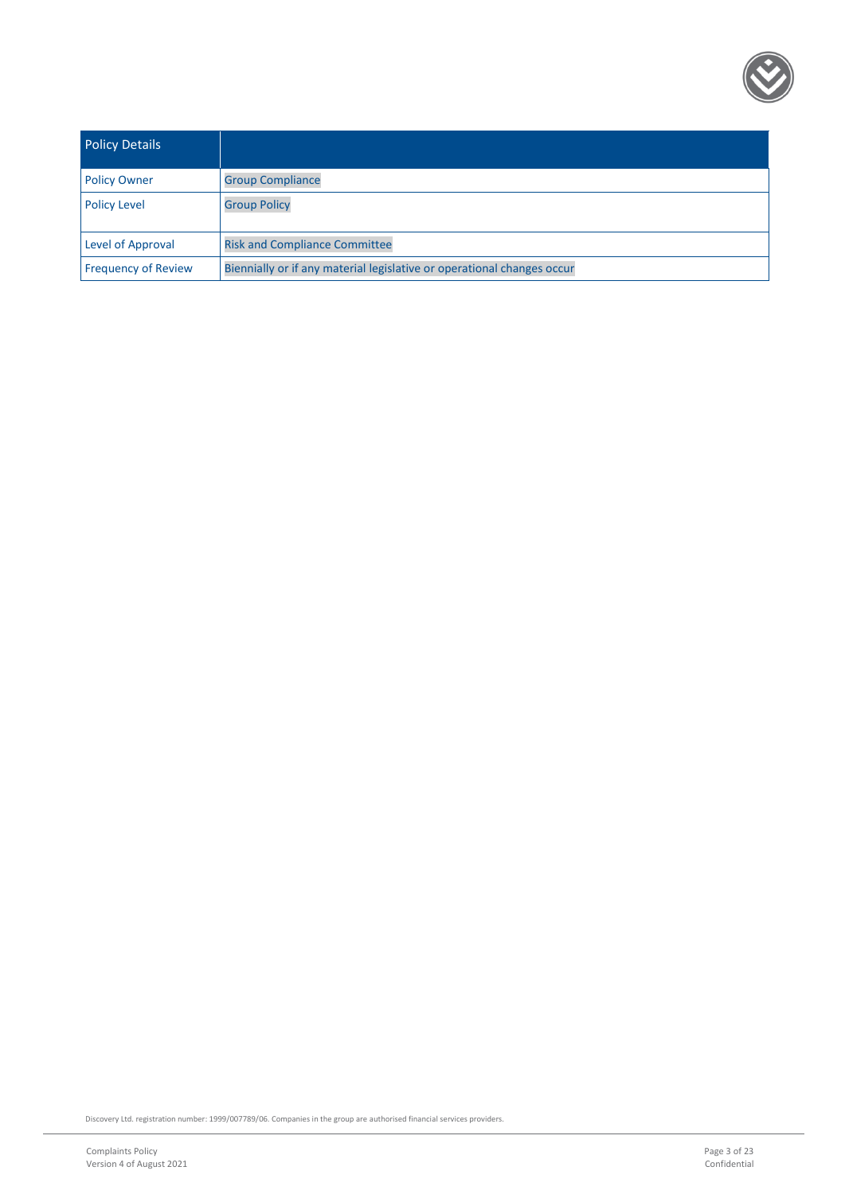| Policy Details | |
|---|---|
| Policy Owner | Group Compliance |
| Policy Level | Group Policy |
| Level of Approval | Risk and Compliance Committee |
| Frequency of Review | Biennially or if any material legislative or operational changes occur |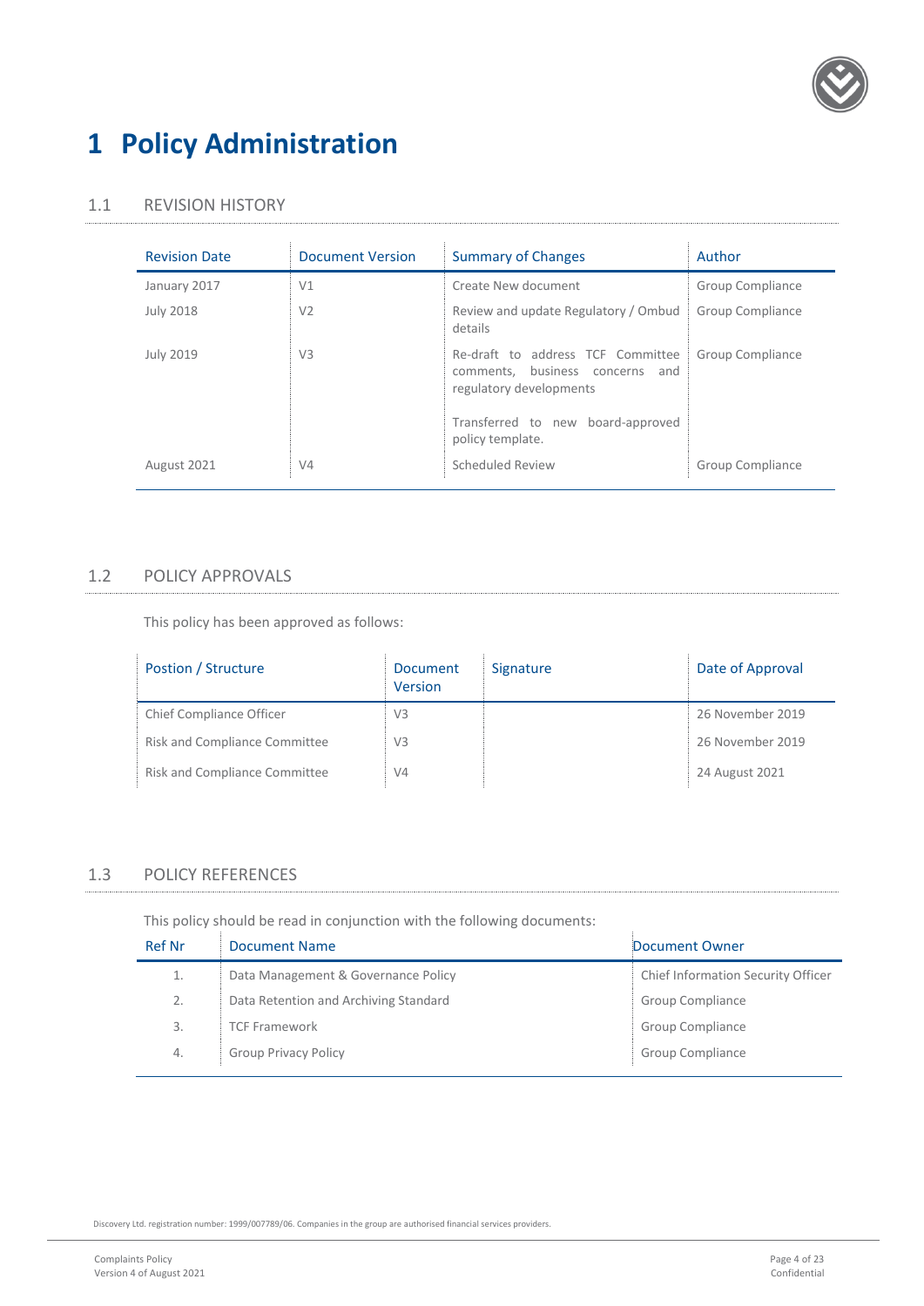# 1 Policy Administration

## 1.1 REVISION HISTORY

| Revision Date | Document Version | Summary of Changes | Author |
|---|---|---|---|
| January 2017 | V1 | Create New document | Group Compliance |
| July 2018 | V2 | Review and update Regulatory / Ombud details | Group Compliance |
| July 2019 | V3 | Re-draft to address TCF Committee comments, business concerns and regulatory developments<br><br>Transferred to new board-approved policy template. | Group Compliance |
| August 2021 | V4 | Scheduled Review | Group Compliance |

## 1.2 POLICY APPROVALS

This policy has been approved as follows:

| Postion / Structure | Document Version | Signature | Date of Approval |
|---|---|---|---|
| Chief Compliance Officer | V3 | | 26 November 2019 |
| Risk and Compliance Committee | V3 | | 26 November 2019 |
| Risk and Compliance Committee | V4 | | 24 August 2021 |

## 1.3 POLICY REFERENCES

This policy should be read in conjunction with the following documents:

| Ref Nr | Document Name | Document Owner |
|---|---|---|
| 1. | Data Management & Governance Policy | Chief Information Security Officer |
| 2. | Data Retention and Archiving Standard | Group Compliance |
| 3. | TCF Framework | Group Compliance |
| 4. | Group Privacy Policy | Group Compliance |

Discovery Ltd. registration number: 1999/007789/06. Companies in the group are authorised financial services providers.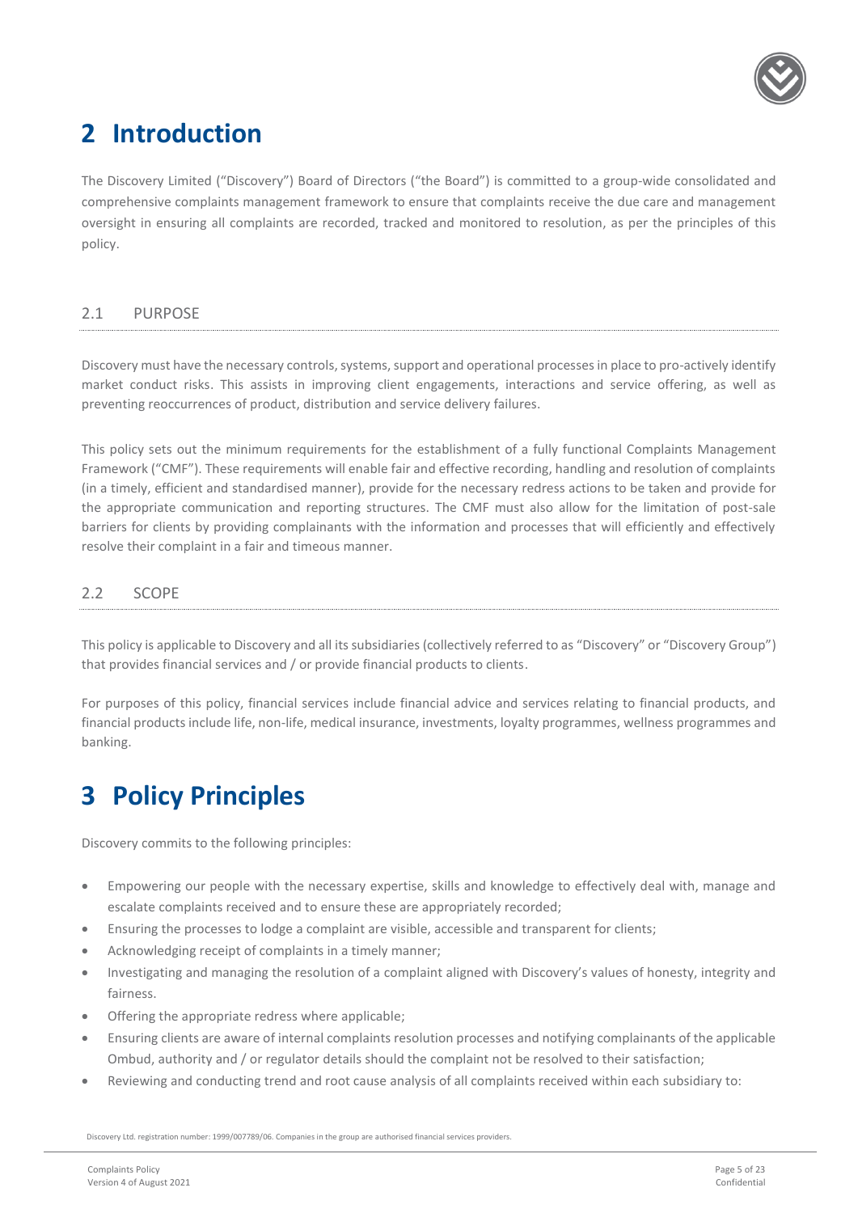# 2 Introduction

The Discovery Limited ("Discovery") Board of Directors ("the Board") is committed to a group-wide consolidated and comprehensive complaints management framework to ensure that complaints receive the due care and management oversight in ensuring all complaints are recorded, tracked and monitored to resolution, as per the principles of this policy.

## 2.1 PURPOSE

Discovery must have the necessary controls, systems, support and operational processes in place to pro-actively identify market conduct risks. This assists in improving client engagements, interactions and service offering, as well as preventing reoccurrences of product, distribution and service delivery failures.

This policy sets out the minimum requirements for the establishment of a fully functional Complaints Management Framework ("CMF"). These requirements will enable fair and effective recording, handling and resolution of complaints (in a timely, efficient and standardised manner), provide for the necessary redress actions to be taken and provide for the appropriate communication and reporting structures. The CMF must also allow for the limitation of post-sale barriers for clients by providing complainants with the information and processes that will efficiently and effectively resolve their complaint in a fair and timeous manner.

## 2.2 SCOPE

This policy is applicable to Discovery and all its subsidiaries (collectively referred to as "Discovery" or "Discovery Group") that provides financial services and / or provide financial products to clients.

For purposes of this policy, financial services include financial advice and services relating to financial products, and financial products include life, non-life, medical insurance, investments, loyalty programmes, wellness programmes and banking.

# 3 Policy Principles

Discovery commits to the following principles:

- Empowering our people with the necessary expertise, skills and knowledge to effectively deal with, manage and escalate complaints received and to ensure these are appropriately recorded;
- Ensuring the processes to lodge a complaint are visible, accessible and transparent for clients;
- Acknowledging receipt of complaints in a timely manner;
- Investigating and managing the resolution of a complaint aligned with Discovery's values of honesty, integrity and fairness.
- Offering the appropriate redress where applicable;
- Ensuring clients are aware of internal complaints resolution processes and notifying complainants of the applicable Ombud, authority and / or regulator details should the complaint not be resolved to their satisfaction;
- Reviewing and conducting trend and root cause analysis of all complaints received within each subsidiary to: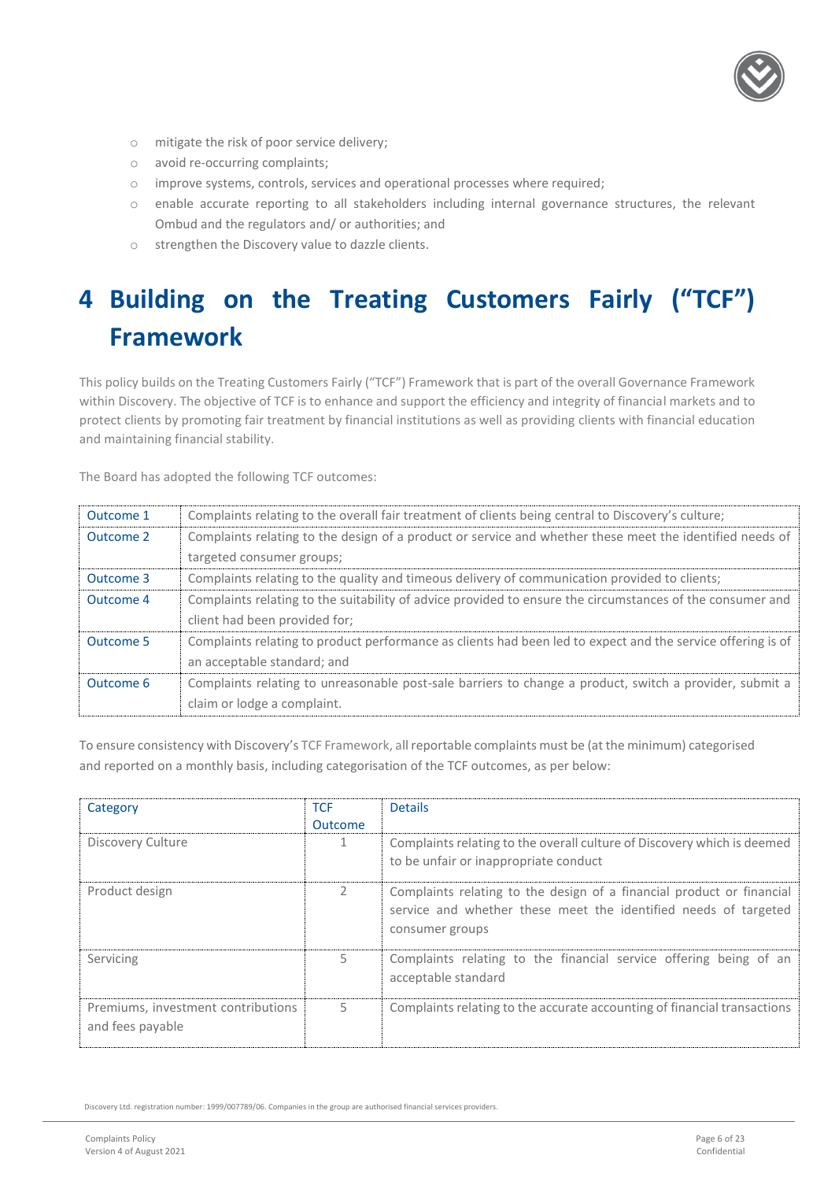- mitigate the risk of poor service delivery;
- avoid re-occurring complaints;
- improve systems, controls, services and operational processes where required;
- enable accurate reporting to all stakeholders including internal governance structures, the relevant Ombud and the regulators and/ or authorities; and
- strengthen the Discovery value to dazzle clients.

# 4 Building on the Treating Customers Fairly ("TCF") Framework

This policy builds on the Treating Customers Fairly ("TCF") Framework that is part of the overall Governance Framework within Discovery. The objective of TCF is to enhance and support the efficiency and integrity of financial markets and to protect clients by promoting fair treatment by financial institutions as well as providing clients with financial education and maintaining financial stability.

The Board has adopted the following TCF outcomes:

| | |
|---|---|
| Outcome 1 | Complaints relating to the overall fair treatment of clients being central to Discovery's culture; |
| Outcome 2 | Complaints relating to the design of a product or service and whether these meet the identified needs of targeted consumer groups; |
| Outcome 3 | Complaints relating to the quality and timeous delivery of communication provided to clients; |
| Outcome 4 | Complaints relating to the suitability of advice provided to ensure the circumstances of the consumer and client had been provided for; |
| Outcome 5 | Complaints relating to product performance as clients had been led to expect and the service offering is of an acceptable standard; and |
| Outcome 6 | Complaints relating to unreasonable post-sale barriers to change a product, switch a provider, submit a claim or lodge a complaint. |

To ensure consistency with Discovery's TCF Framework, all reportable complaints must be (at the minimum) categorised and reported on a monthly basis, including categorisation of the TCF outcomes, as per below:

| Category | TCF Outcome | Details |
|---|---|---|
| Discovery Culture | 1 | Complaints relating to the overall culture of Discovery which is deemed to be unfair or inappropriate conduct |
| Product design | 2 | Complaints relating to the design of a financial product or financial service and whether these meet the identified needs of targeted consumer groups |
| Servicing | 5 | Complaints relating to the financial service offering being of an acceptable standard |
| Premiums, investment contributions and fees payable | 5 | Complaints relating to the accurate accounting of financial transactions |

Discovery Ltd. registration number: 1999/007789/06. Companies in the group are authorised financial services providers.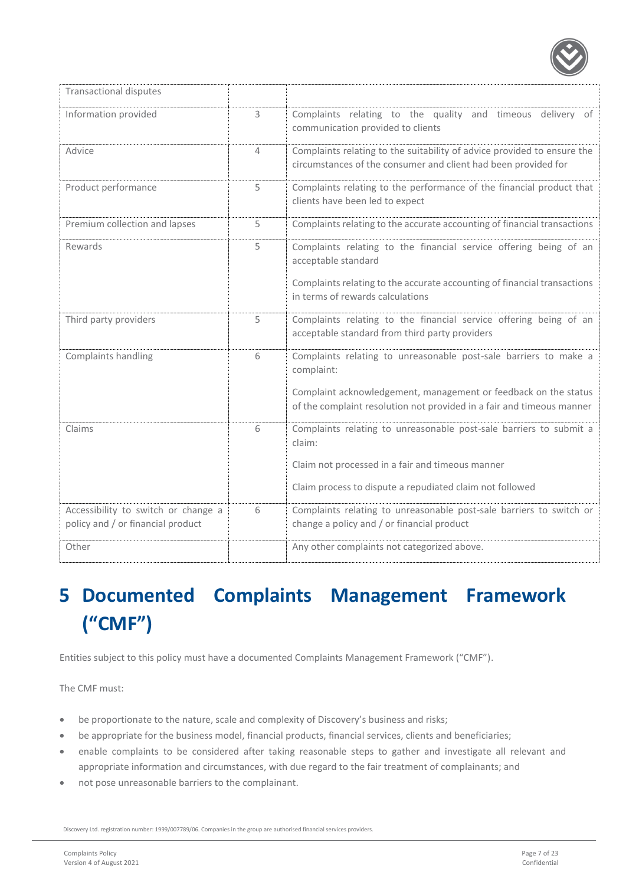| Transactional disputes | | |
|---|---|---|
| Information provided | 3 | Complaints relating to the quality and timeous delivery of communication provided to clients |
| Advice | 4 | Complaints relating to the suitability of advice provided to ensure the circumstances of the consumer and client had been provided for |
| Product performance | 5 | Complaints relating to the performance of the financial product that clients have been led to expect |
| Premium collection and lapses | 5 | Complaints relating to the accurate accounting of financial transactions |
| Rewards | 5 | Complaints relating to the financial service offering being of an acceptable standard<br><br>Complaints relating to the accurate accounting of financial transactions in terms of rewards calculations |
| Third party providers | 5 | Complaints relating to the financial service offering being of an acceptable standard from third party providers |
| Complaints handling | 6 | Complaints relating to unreasonable post-sale barriers to make a complaint:<br><br>Complaint acknowledgement, management or feedback on the status of the complaint resolution not provided in a fair and timeous manner |
| Claims | 6 | Complaints relating to unreasonable post-sale barriers to submit a claim:<br><br>Claim not processed in a fair and timeous manner<br><br>Claim process to dispute a repudiated claim not followed |
| Accessibility to switch or change a policy and / or financial product | 6 | Complaints relating to unreasonable post-sale barriers to switch or change a policy and / or financial product |
| Other | | Any other complaints not categorized above. |

# 5 Documented Complaints Management Framework ("CMF")

Entities subject to this policy must have a documented Complaints Management Framework ("CMF").

The CMF must:

- be proportionate to the nature, scale and complexity of Discovery's business and risks;
- be appropriate for the business model, financial products, financial services, clients and beneficiaries;
- enable complaints to be considered after taking reasonable steps to gather and investigate all relevant and appropriate information and circumstances, with due regard to the fair treatment of complainants; and
- not pose unreasonable barriers to the complainant.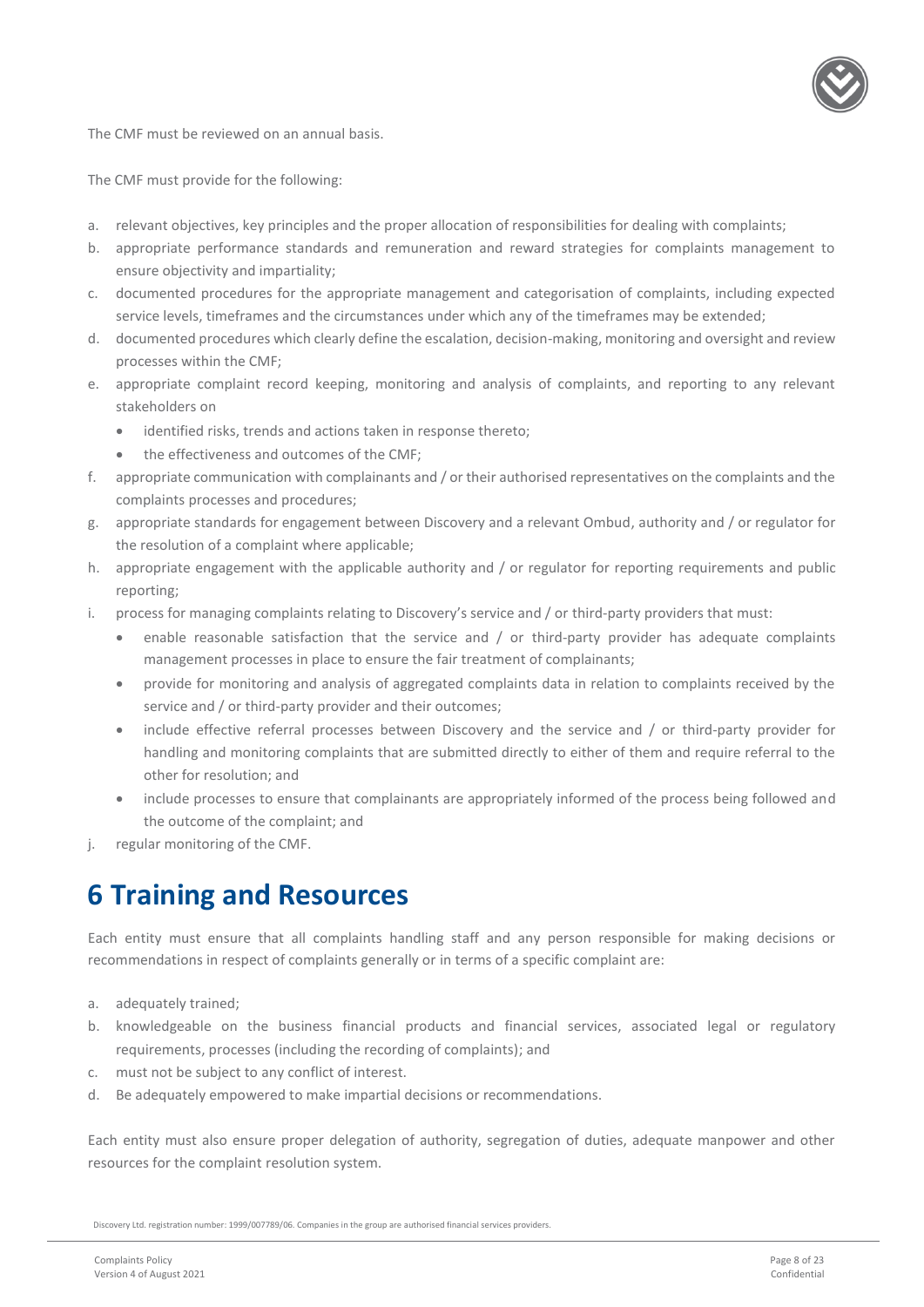The CMF must be reviewed on an annual basis.

The CMF must provide for the following:

a. relevant objectives, key principles and the proper allocation of responsibilities for dealing with complaints;
b. appropriate performance standards and remuneration and reward strategies for complaints management to ensure objectivity and impartiality;
c. documented procedures for the appropriate management and categorisation of complaints, including expected service levels, timeframes and the circumstances under which any of the timeframes may be extended;
d. documented procedures which clearly define the escalation, decision-making, monitoring and oversight and review processes within the CMF;
e. appropriate complaint record keeping, monitoring and analysis of complaints, and reporting to any relevant stakeholders on
   - identified risks, trends and actions taken in response thereto;
   - the effectiveness and outcomes of the CMF;
f. appropriate communication with complainants and / or their authorised representatives on the complaints and the complaints processes and procedures;
g. appropriate standards for engagement between Discovery and a relevant Ombud, authority and / or regulator for the resolution of a complaint where applicable;
h. appropriate engagement with the applicable authority and / or regulator for reporting requirements and public reporting;
i. process for managing complaints relating to Discovery's service and / or third-party providers that must:
   - enable reasonable satisfaction that the service and / or third-party provider has adequate complaints management processes in place to ensure the fair treatment of complainants;
   - provide for monitoring and analysis of aggregated complaints data in relation to complaints received by the service and / or third-party provider and their outcomes;
   - include effective referral processes between Discovery and the service and / or third-party provider for handling and monitoring complaints that are submitted directly to either of them and require referral to the other for resolution; and
   - include processes to ensure that complainants are appropriately informed of the process being followed and the outcome of the complaint; and
j. regular monitoring of the CMF.

# 6 Training and Resources

Each entity must ensure that all complaints handling staff and any person responsible for making decisions or recommendations in respect of complaints generally or in terms of a specific complaint are:

a. adequately trained;
b. knowledgeable on the business financial products and financial services, associated legal or regulatory requirements, processes (including the recording of complaints); and
c. must not be subject to any conflict of interest.
d. Be adequately empowered to make impartial decisions or recommendations.

Each entity must also ensure proper delegation of authority, segregation of duties, adequate manpower and other resources for the complaint resolution system.

Discovery Ltd. registration number: 1999/007789/06. Companies in the group are authorised financial services providers.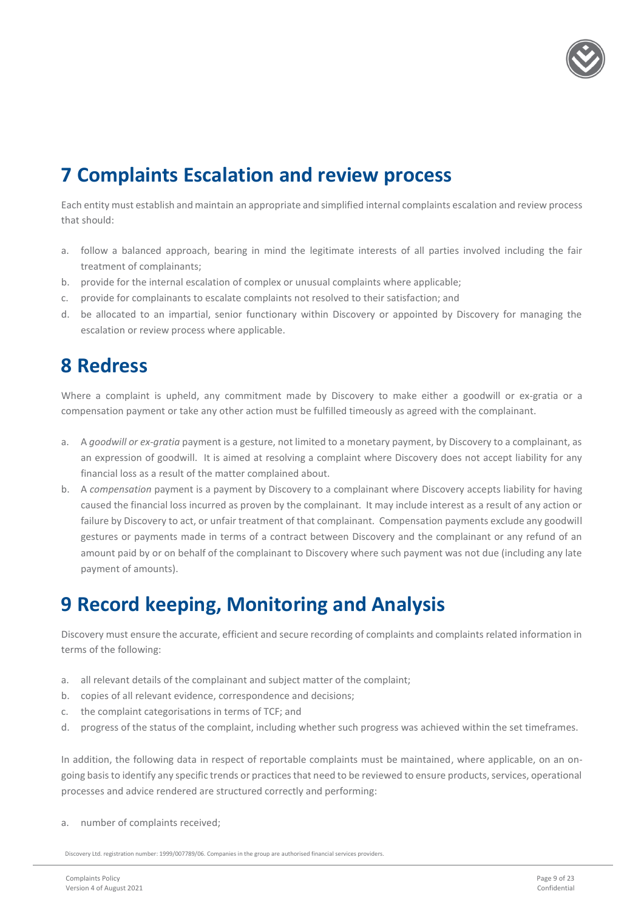# 7 Complaints Escalation and review process

Each entity must establish and maintain an appropriate and simplified internal complaints escalation and review process that should:

a. follow a balanced approach, bearing in mind the legitimate interests of all parties involved including the fair treatment of complainants;
b. provide for the internal escalation of complex or unusual complaints where applicable;
c. provide for complainants to escalate complaints not resolved to their satisfaction; and
d. be allocated to an impartial, senior functionary within Discovery or appointed by Discovery for managing the escalation or review process where applicable.

# 8 Redress

Where a complaint is upheld, any commitment made by Discovery to make either a goodwill or ex-gratia or a compensation payment or take any other action must be fulfilled timeously as agreed with the complainant.

a. A *goodwill or ex-gratia* payment is a gesture, not limited to a monetary payment, by Discovery to a complainant, as an expression of goodwill. It is aimed at resolving a complaint where Discovery does not accept liability for any financial loss as a result of the matter complained about.
b. A *compensation* payment is a payment by Discovery to a complainant where Discovery accepts liability for having caused the financial loss incurred as proven by the complainant. It may include interest as a result of any action or failure by Discovery to act, or unfair treatment of that complainant. Compensation payments exclude any goodwill gestures or payments made in terms of a contract between Discovery and the complainant or any refund of an amount paid by or on behalf of the complainant to Discovery where such payment was not due (including any late payment of amounts).

# 9 Record keeping, Monitoring and Analysis

Discovery must ensure the accurate, efficient and secure recording of complaints and complaints related information in terms of the following:

a. all relevant details of the complainant and subject matter of the complaint;
b. copies of all relevant evidence, correspondence and decisions;
c. the complaint categorisations in terms of TCF; and
d. progress of the status of the complaint, including whether such progress was achieved within the set timeframes.

In addition, the following data in respect of reportable complaints must be maintained, where applicable, on an on-going basis to identify any specific trends or practices that need to be reviewed to ensure products, services, operational processes and advice rendered are structured correctly and performing:

a. number of complaints received;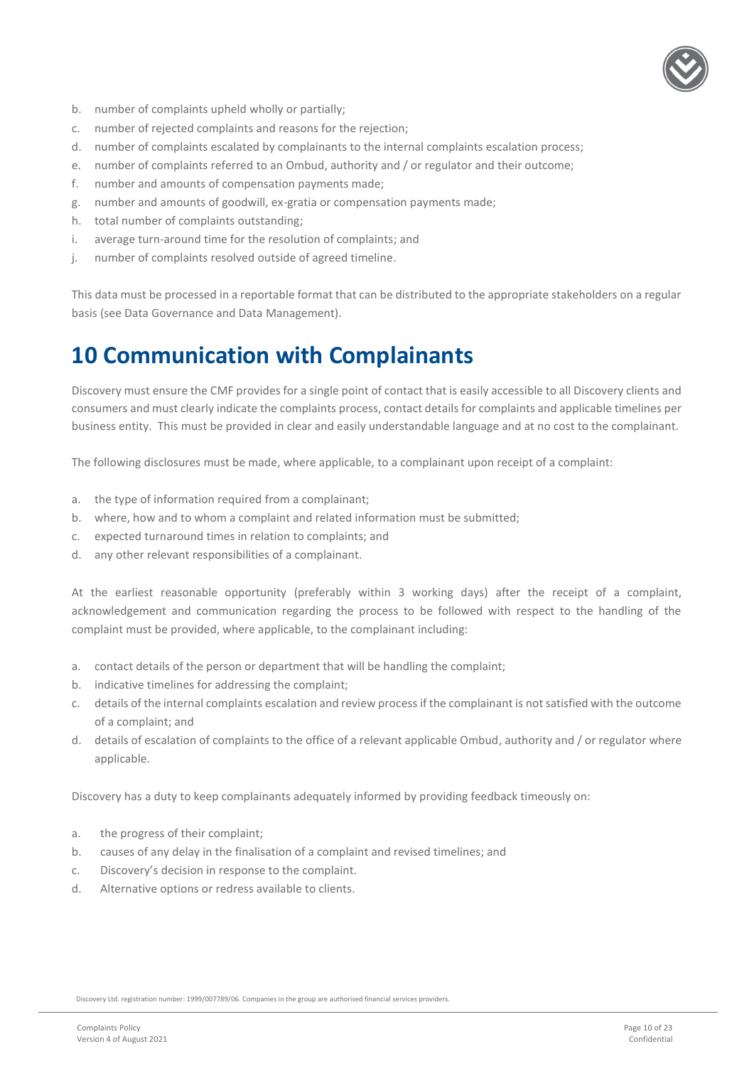b. number of complaints upheld wholly or partially;
c. number of rejected complaints and reasons for the rejection;
d. number of complaints escalated by complainants to the internal complaints escalation process;
e. number of complaints referred to an Ombud, authority and / or regulator and their outcome;
f. number and amounts of compensation payments made;
g. number and amounts of goodwill, ex-gratia or compensation payments made;
h. total number of complaints outstanding;
i. average turn-around time for the resolution of complaints; and
j. number of complaints resolved outside of agreed timeline.

This data must be processed in a reportable format that can be distributed to the appropriate stakeholders on a regular basis (see Data Governance and Data Management).

# 10 Communication with Complainants

Discovery must ensure the CMF provides for a single point of contact that is easily accessible to all Discovery clients and consumers and must clearly indicate the complaints process, contact details for complaints and applicable timelines per business entity. This must be provided in clear and easily understandable language and at no cost to the complainant.

The following disclosures must be made, where applicable, to a complainant upon receipt of a complaint:

a. the type of information required from a complainant;
b. where, how and to whom a complaint and related information must be submitted;
c. expected turnaround times in relation to complaints; and
d. any other relevant responsibilities of a complainant.

At the earliest reasonable opportunity (preferably within 3 working days) after the receipt of a complaint, acknowledgement and communication regarding the process to be followed with respect to the handling of the complaint must be provided, where applicable, to the complainant including:

a. contact details of the person or department that will be handling the complaint;
b. indicative timelines for addressing the complaint;
c. details of the internal complaints escalation and review process if the complainant is not satisfied with the outcome of a complaint; and
d. details of escalation of complaints to the office of a relevant applicable Ombud, authority and / or regulator where applicable.

Discovery has a duty to keep complainants adequately informed by providing feedback timeously on:

a. the progress of their complaint;
b. causes of any delay in the finalisation of a complaint and revised timelines; and
c. Discovery's decision in response to the complaint.
d. Alternative options or redress available to clients.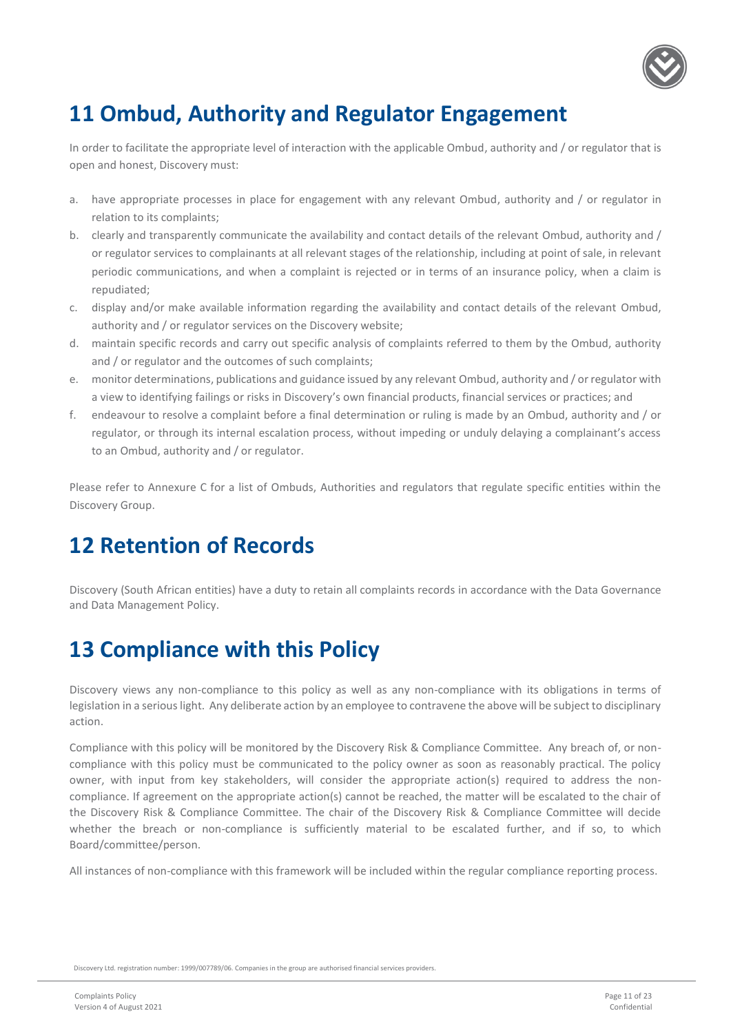# 11 Ombud, Authority and Regulator Engagement

In order to facilitate the appropriate level of interaction with the applicable Ombud, authority and / or regulator that is open and honest, Discovery must:

a. have appropriate processes in place for engagement with any relevant Ombud, authority and / or regulator in relation to its complaints;
b. clearly and transparently communicate the availability and contact details of the relevant Ombud, authority and / or regulator services to complainants at all relevant stages of the relationship, including at point of sale, in relevant periodic communications, and when a complaint is rejected or in terms of an insurance policy, when a claim is repudiated;
c. display and/or make available information regarding the availability and contact details of the relevant Ombud, authority and / or regulator services on the Discovery website;
d. maintain specific records and carry out specific analysis of complaints referred to them by the Ombud, authority and / or regulator and the outcomes of such complaints;
e. monitor determinations, publications and guidance issued by any relevant Ombud, authority and / or regulator with a view to identifying failings or risks in Discovery's own financial products, financial services or practices; and
f. endeavour to resolve a complaint before a final determination or ruling is made by an Ombud, authority and / or regulator, or through its internal escalation process, without impeding or unduly delaying a complainant's access to an Ombud, authority and / or regulator.

Please refer to Annexure C for a list of Ombuds, Authorities and regulators that regulate specific entities within the Discovery Group.

# 12 Retention of Records

Discovery (South African entities) have a duty to retain all complaints records in accordance with the Data Governance and Data Management Policy.

# 13 Compliance with this Policy

Discovery views any non-compliance to this policy as well as any non-compliance with its obligations in terms of legislation in a serious light. Any deliberate action by an employee to contravene the above will be subject to disciplinary action.

Compliance with this policy will be monitored by the Discovery Risk & Compliance Committee. Any breach of, or non-compliance with this policy must be communicated to the policy owner as soon as reasonably practical. The policy owner, with input from key stakeholders, will consider the appropriate action(s) required to address the non-compliance. If agreement on the appropriate action(s) cannot be reached, the matter will be escalated to the chair of the Discovery Risk & Compliance Committee. The chair of the Discovery Risk & Compliance Committee will decide whether the breach or non-compliance is sufficiently material to be escalated further, and if so, to which Board/committee/person.

All instances of non-compliance with this framework will be included within the regular compliance reporting process.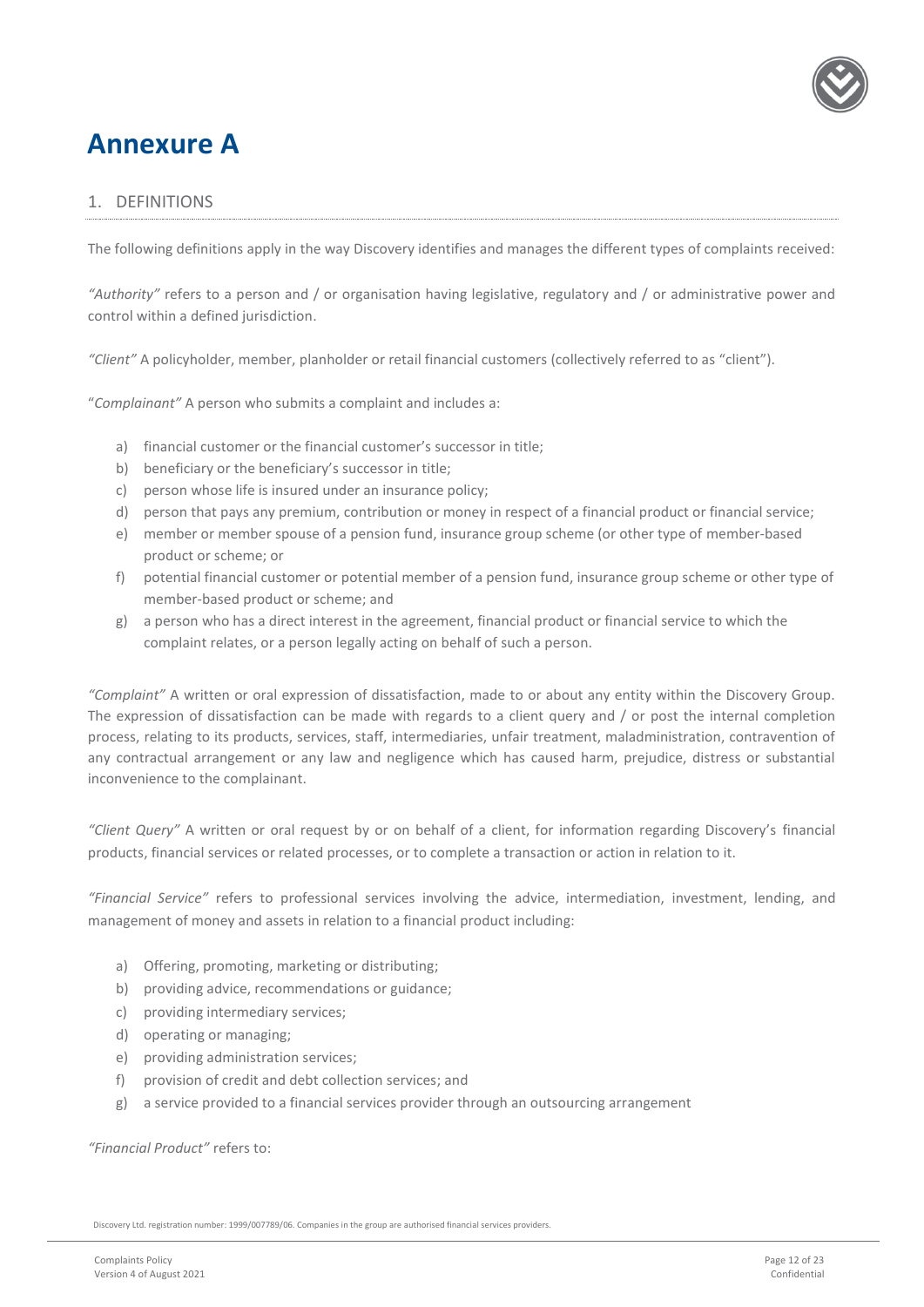# Annexure A

## 1. DEFINITIONS

The following definitions apply in the way Discovery identifies and manages the different types of complaints received:

*"Authority"* refers to a person and / or organisation having legislative, regulatory and / or administrative power and control within a defined jurisdiction.

*"Client"* A policyholder, member, planholder or retail financial customers (collectively referred to as "client").

"*Complainant"* A person who submits a complaint and includes a:

a) financial customer or the financial customer's successor in title;
b) beneficiary or the beneficiary's successor in title;
c) person whose life is insured under an insurance policy;
d) person that pays any premium, contribution or money in respect of a financial product or financial service;
e) member or member spouse of a pension fund, insurance group scheme (or other type of member-based product or scheme; or
f) potential financial customer or potential member of a pension fund, insurance group scheme or other type of member-based product or scheme; and
g) a person who has a direct interest in the agreement, financial product or financial service to which the complaint relates, or a person legally acting on behalf of such a person.

*"Complaint"* A written or oral expression of dissatisfaction, made to or about any entity within the Discovery Group. The expression of dissatisfaction can be made with regards to a client query and / or post the internal completion process, relating to its products, services, staff, intermediaries, unfair treatment, maladministration, contravention of any contractual arrangement or any law and negligence which has caused harm, prejudice, distress or substantial inconvenience to the complainant.

*"Client Query"* A written or oral request by or on behalf of a client, for information regarding Discovery's financial products, financial services or related processes, or to complete a transaction or action in relation to it.

*"Financial Service"* refers to professional services involving the advice, intermediation, investment, lending, and management of money and assets in relation to a financial product including:

a) Offering, promoting, marketing or distributing;
b) providing advice, recommendations or guidance;
c) providing intermediary services;
d) operating or managing;
e) providing administration services;
f) provision of credit and debt collection services; and
g) a service provided to a financial services provider through an outsourcing arrangement

*"Financial Product"* refers to:

Discovery Ltd. registration number: 1999/007789/06. Companies in the group are authorised financial services providers.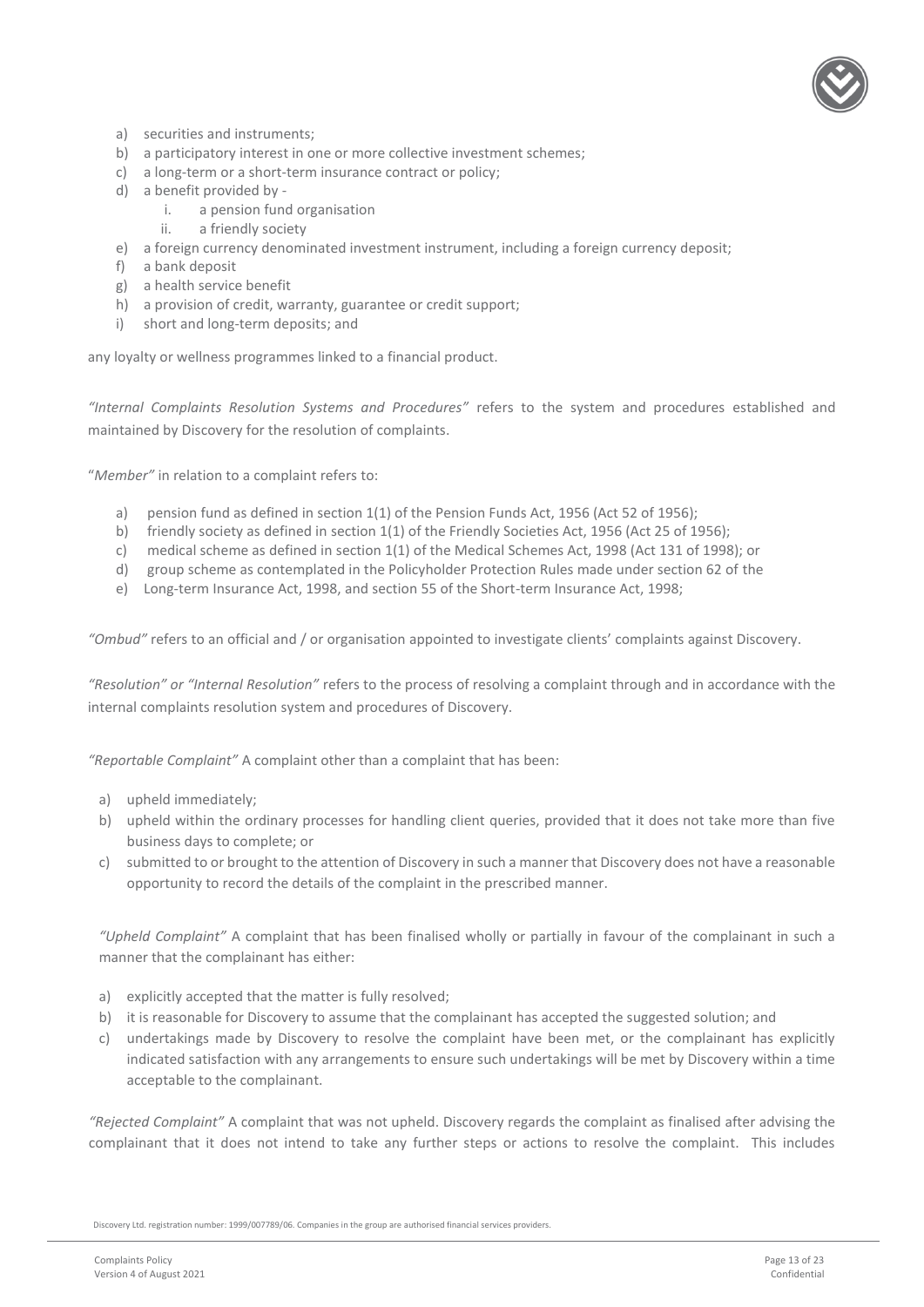a) securities and instruments;
b) a participatory interest in one or more collective investment schemes;
c) a long-term or a short-term insurance contract or policy;
d) a benefit provided by -
    i. a pension fund organisation
    ii. a friendly society
e) a foreign currency denominated investment instrument, including a foreign currency deposit;
f) a bank deposit
g) a health service benefit
h) a provision of credit, warranty, guarantee or credit support;
i) short and long-term deposits; and

any loyalty or wellness programmes linked to a financial product.

*"Internal Complaints Resolution Systems and Procedures"* refers to the system and procedures established and maintained by Discovery for the resolution of complaints.

"*Member"* in relation to a complaint refers to:

a) pension fund as defined in section 1(1) of the Pension Funds Act, 1956 (Act 52 of 1956);
b) friendly society as defined in section 1(1) of the Friendly Societies Act, 1956 (Act 25 of 1956);
c) medical scheme as defined in section 1(1) of the Medical Schemes Act, 1998 (Act 131 of 1998); or
d) group scheme as contemplated in the Policyholder Protection Rules made under section 62 of the
e) Long-term Insurance Act, 1998, and section 55 of the Short-term Insurance Act, 1998;

*"Ombud"* refers to an official and / or organisation appointed to investigate clients' complaints against Discovery.

*"Resolution" or "Internal Resolution"* refers to the process of resolving a complaint through and in accordance with the internal complaints resolution system and procedures of Discovery.

*"Reportable Complaint"* A complaint other than a complaint that has been:

a) upheld immediately;
b) upheld within the ordinary processes for handling client queries, provided that it does not take more than five business days to complete; or
c) submitted to or brought to the attention of Discovery in such a manner that Discovery does not have a reasonable opportunity to record the details of the complaint in the prescribed manner.

*"Upheld Complaint"* A complaint that has been finalised wholly or partially in favour of the complainant in such a manner that the complainant has either:

a) explicitly accepted that the matter is fully resolved;
b) it is reasonable for Discovery to assume that the complainant has accepted the suggested solution; and
c) undertakings made by Discovery to resolve the complaint have been met, or the complainant has explicitly indicated satisfaction with any arrangements to ensure such undertakings will be met by Discovery within a time acceptable to the complainant.

*"Rejected Complaint"* A complaint that was not upheld. Discovery regards the complaint as finalised after advising the complainant that it does not intend to take any further steps or actions to resolve the complaint. This includes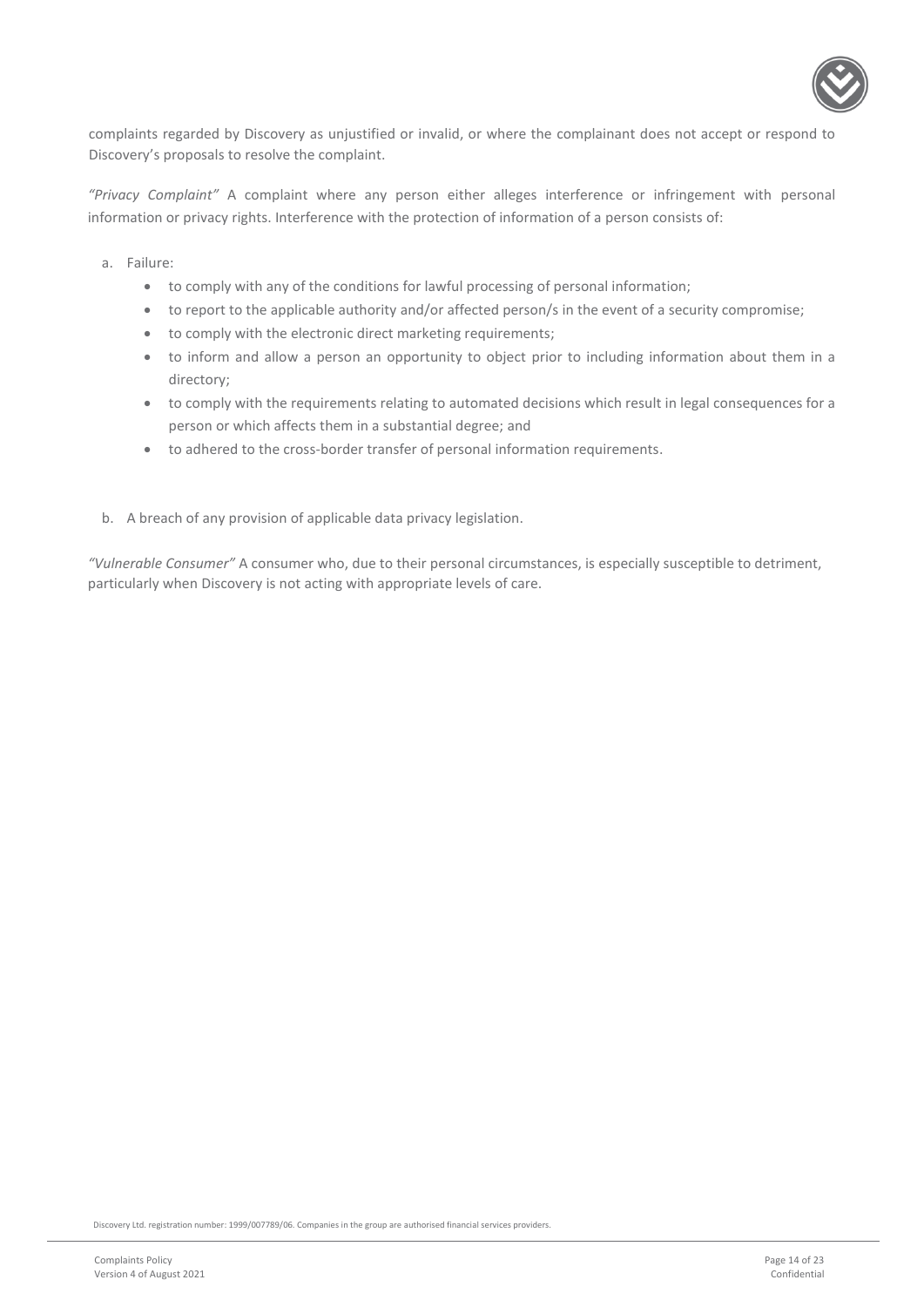complaints regarded by Discovery as unjustified or invalid, or where the complainant does not accept or respond to Discovery's proposals to resolve the complaint.

*"Privacy Complaint"* A complaint where any person either alleges interference or infringement with personal information or privacy rights. Interference with the protection of information of a person consists of:

a. Failure:
   - to comply with any of the conditions for lawful processing of personal information;
   - to report to the applicable authority and/or affected person/s in the event of a security compromise;
   - to comply with the electronic direct marketing requirements;
   - to inform and allow a person an opportunity to object prior to including information about them in a directory;
   - to comply with the requirements relating to automated decisions which result in legal consequences for a person or which affects them in a substantial degree; and
   - to adhered to the cross-border transfer of personal information requirements.

b. A breach of any provision of applicable data privacy legislation.

*"Vulnerable Consumer"* A consumer who, due to their personal circumstances, is especially susceptible to detriment, particularly when Discovery is not acting with appropriate levels of care.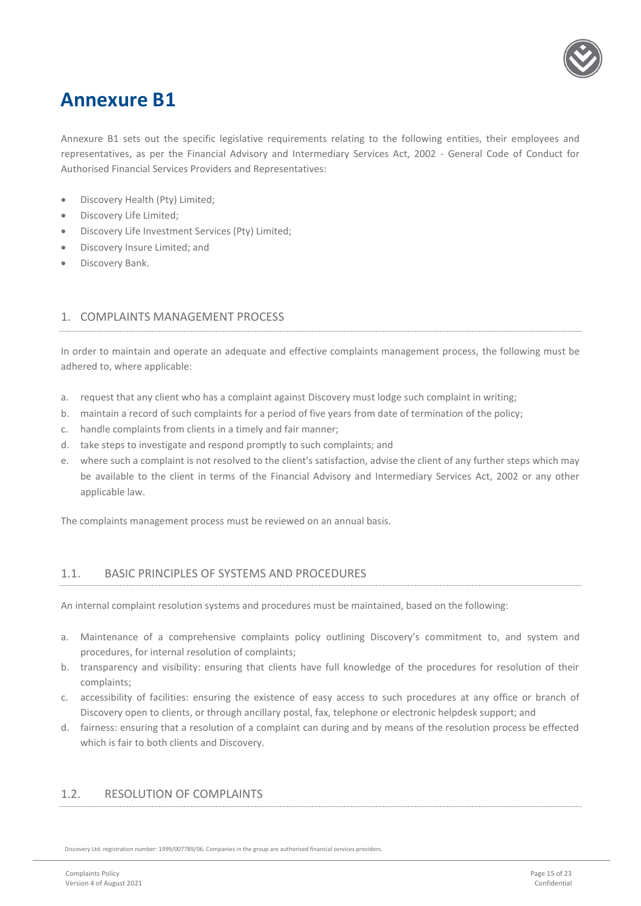# Annexure B1

Annexure B1 sets out the specific legislative requirements relating to the following entities, their employees and representatives, as per the Financial Advisory and Intermediary Services Act, 2002 - General Code of Conduct for Authorised Financial Services Providers and Representatives:

- Discovery Health (Pty) Limited;
- Discovery Life Limited;
- Discovery Life Investment Services (Pty) Limited;
- Discovery Insure Limited; and
- Discovery Bank.

## 1. COMPLAINTS MANAGEMENT PROCESS

In order to maintain and operate an adequate and effective complaints management process, the following must be adhered to, where applicable:

a. request that any client who has a complaint against Discovery must lodge such complaint in writing;
b. maintain a record of such complaints for a period of five years from date of termination of the policy;
c. handle complaints from clients in a timely and fair manner;
d. take steps to investigate and respond promptly to such complaints; and
e. where such a complaint is not resolved to the client's satisfaction, advise the client of any further steps which may be available to the client in terms of the Financial Advisory and Intermediary Services Act, 2002 or any other applicable law.

The complaints management process must be reviewed on an annual basis.

### 1.1. BASIC PRINCIPLES OF SYSTEMS AND PROCEDURES

An internal complaint resolution systems and procedures must be maintained, based on the following:

a. Maintenance of a comprehensive complaints policy outlining Discovery's commitment to, and system and procedures, for internal resolution of complaints;
b. transparency and visibility: ensuring that clients have full knowledge of the procedures for resolution of their complaints;
c. accessibility of facilities: ensuring the existence of easy access to such procedures at any office or branch of Discovery open to clients, or through ancillary postal, fax, telephone or electronic helpdesk support; and
d. fairness: ensuring that a resolution of a complaint can during and by means of the resolution process be effected which is fair to both clients and Discovery.

### 1.2. RESOLUTION OF COMPLAINTS

Discovery Ltd. registration number: 1999/007789/06. Companies in the group are authorised financial services providers.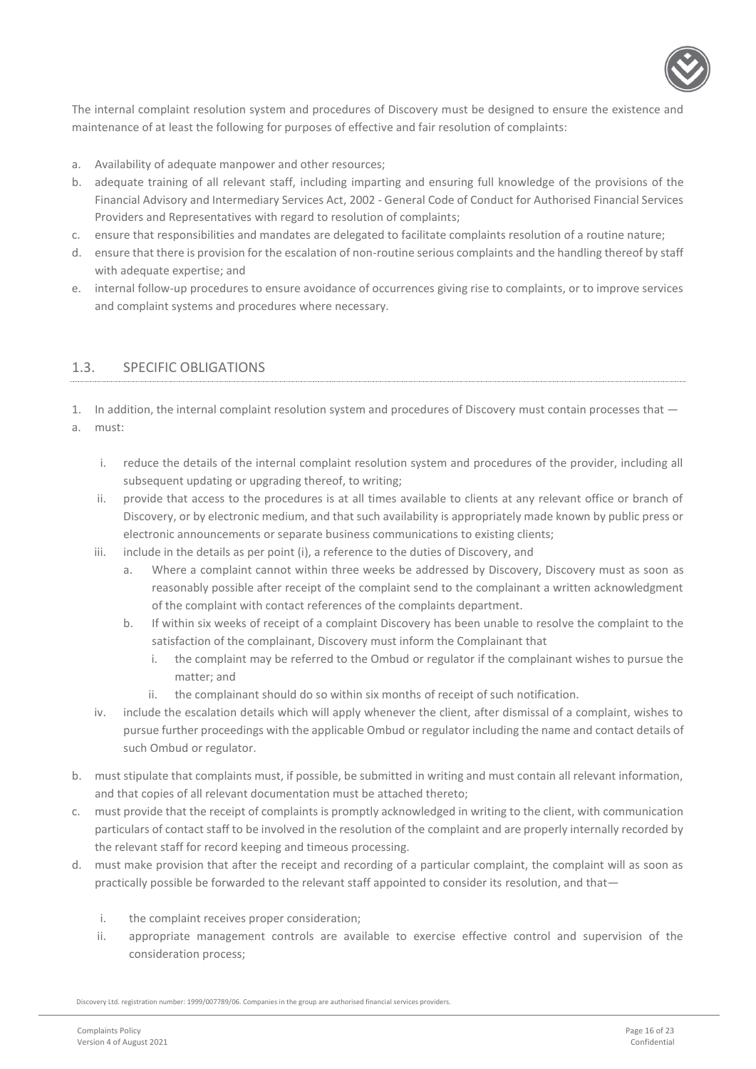The internal complaint resolution system and procedures of Discovery must be designed to ensure the existence and maintenance of at least the following for purposes of effective and fair resolution of complaints:

a. Availability of adequate manpower and other resources;
b. adequate training of all relevant staff, including imparting and ensuring full knowledge of the provisions of the Financial Advisory and Intermediary Services Act, 2002 - General Code of Conduct for Authorised Financial Services Providers and Representatives with regard to resolution of complaints;
c. ensure that responsibilities and mandates are delegated to facilitate complaints resolution of a routine nature;
d. ensure that there is provision for the escalation of non-routine serious complaints and the handling thereof by staff with adequate expertise; and
e. internal follow-up procedures to ensure avoidance of occurrences giving rise to complaints, or to improve services and complaint systems and procedures where necessary.

## 1.3. SPECIFIC OBLIGATIONS

1. In addition, the internal complaint resolution system and procedures of Discovery must contain processes that —

a. must:
   - i. reduce the details of the internal complaint resolution system and procedures of the provider, including all subsequent updating or upgrading thereof, to writing;
   - ii. provide that access to the procedures is at all times available to clients at any relevant office or branch of Discovery, or by electronic medium, and that such availability is appropriately made known by public press or electronic announcements or separate business communications to existing clients;
   - iii. include in the details as per point (i), a reference to the duties of Discovery, and
     - a. Where a complaint cannot within three weeks be addressed by Discovery, Discovery must as soon as reasonably possible after receipt of the complaint send to the complainant a written acknowledgment of the complaint with contact references of the complaints department.
     - b. If within six weeks of receipt of a complaint Discovery has been unable to resolve the complaint to the satisfaction of the complainant, Discovery must inform the Complainant that
       - i. the complaint may be referred to the Ombud or regulator if the complainant wishes to pursue the matter; and
       - ii. the complainant should do so within six months of receipt of such notification.
   - iv. include the escalation details which will apply whenever the client, after dismissal of a complaint, wishes to pursue further proceedings with the applicable Ombud or regulator including the name and contact details of such Ombud or regulator.

b. must stipulate that complaints must, if possible, be submitted in writing and must contain all relevant information, and that copies of all relevant documentation must be attached thereto;

c. must provide that the receipt of complaints is promptly acknowledged in writing to the client, with communication particulars of contact staff to be involved in the resolution of the complaint and are properly internally recorded by the relevant staff for record keeping and timeous processing.

d. must make provision that after the receipt and recording of a particular complaint, the complaint will as soon as practically possible be forwarded to the relevant staff appointed to consider its resolution, and that—
   - i. the complaint receives proper consideration;
   - ii. appropriate management controls are available to exercise effective control and supervision of the consideration process;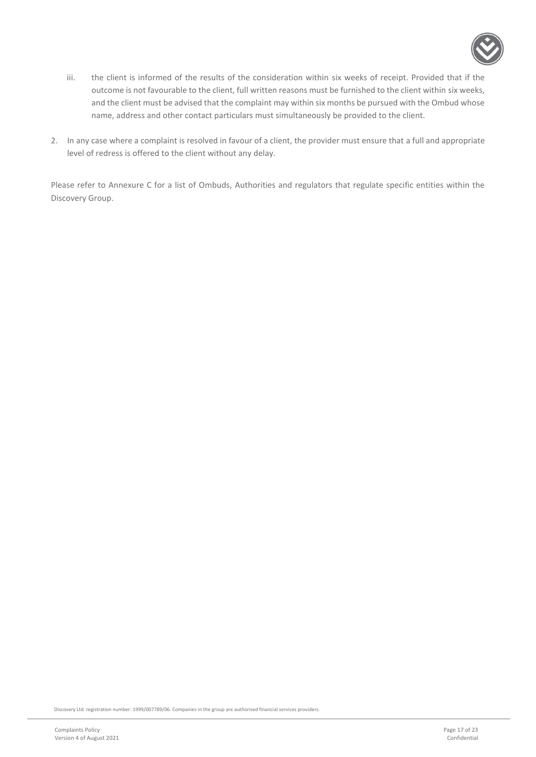iii. the client is informed of the results of the consideration within six weeks of receipt. Provided that if the outcome is not favourable to the client, full written reasons must be furnished to the client within six weeks, and the client must be advised that the complaint may within six months be pursued with the Ombud whose name, address and other contact particulars must simultaneously be provided to the client.

2. In any case where a complaint is resolved in favour of a client, the provider must ensure that a full and appropriate level of redress is offered to the client without any delay.

Please refer to Annexure C for a list of Ombuds, Authorities and regulators that regulate specific entities within the Discovery Group.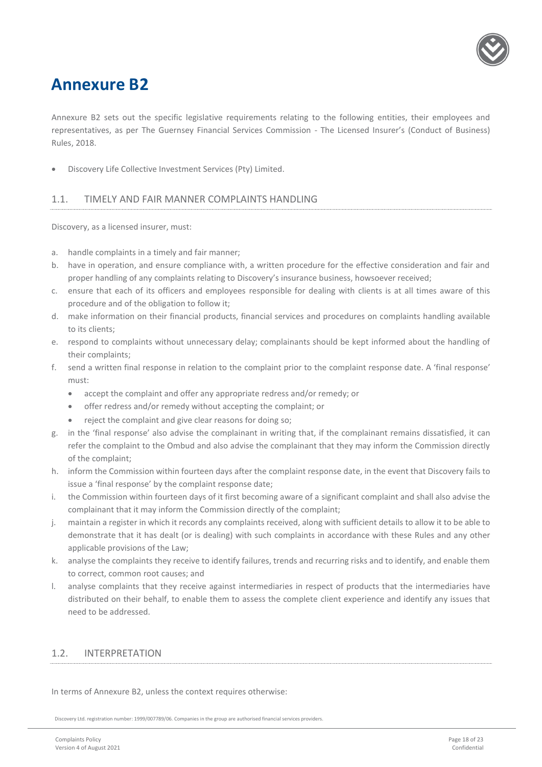# Annexure B2

Annexure B2 sets out the specific legislative requirements relating to the following entities, their employees and representatives, as per The Guernsey Financial Services Commission - The Licensed Insurer's (Conduct of Business) Rules, 2018.

- Discovery Life Collective Investment Services (Pty) Limited.

## 1.1. TIMELY AND FAIR MANNER COMPLAINTS HANDLING

Discovery, as a licensed insurer, must:

a. handle complaints in a timely and fair manner;
b. have in operation, and ensure compliance with, a written procedure for the effective consideration and fair and proper handling of any complaints relating to Discovery's insurance business, howsoever received;
c. ensure that each of its officers and employees responsible for dealing with clients is at all times aware of this procedure and of the obligation to follow it;
d. make information on their financial products, financial services and procedures on complaints handling available to its clients;
e. respond to complaints without unnecessary delay; complainants should be kept informed about the handling of their complaints;
f. send a written final response in relation to the complaint prior to the complaint response date. A 'final response' must:
   - accept the complaint and offer any appropriate redress and/or remedy; or
   - offer redress and/or remedy without accepting the complaint; or
   - reject the complaint and give clear reasons for doing so;
g. in the 'final response' also advise the complainant in writing that, if the complainant remains dissatisfied, it can refer the complaint to the Ombud and also advise the complainant that they may inform the Commission directly of the complaint;
h. inform the Commission within fourteen days after the complaint response date, in the event that Discovery fails to issue a 'final response' by the complaint response date;
i. the Commission within fourteen days of it first becoming aware of a significant complaint and shall also advise the complainant that it may inform the Commission directly of the complaint;
j. maintain a register in which it records any complaints received, along with sufficient details to allow it to be able to demonstrate that it has dealt (or is dealing) with such complaints in accordance with these Rules and any other applicable provisions of the Law;
k. analyse the complaints they receive to identify failures, trends and recurring risks and to identify, and enable them to correct, common root causes; and
l. analyse complaints that they receive against intermediaries in respect of products that the intermediaries have distributed on their behalf, to enable them to assess the complete client experience and identify any issues that need to be addressed.

## 1.2. INTERPRETATION

In terms of Annexure B2, unless the context requires otherwise:

Discovery Ltd. registration number: 1999/007789/06. Companies in the group are authorised financial services providers.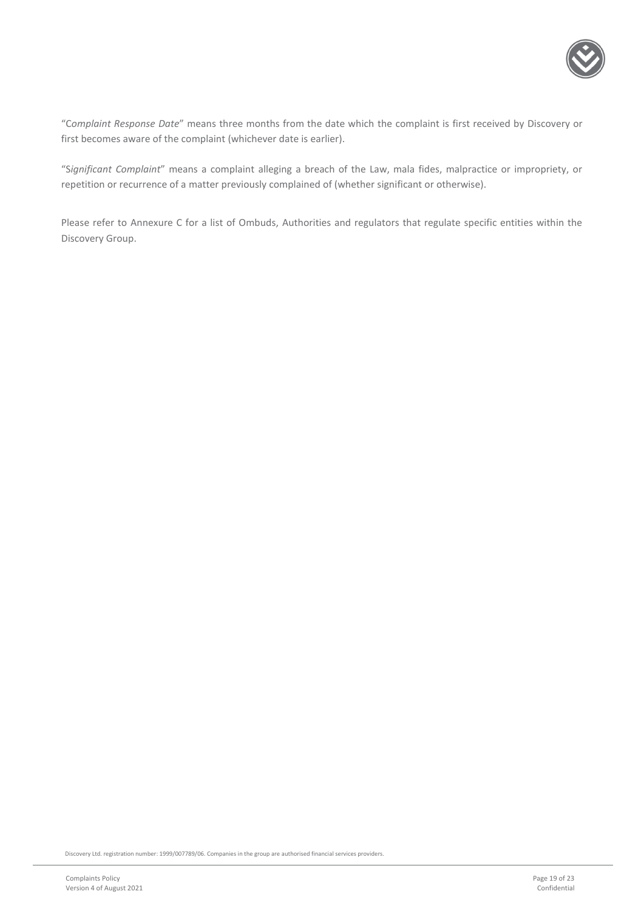"C*omplaint Response Date*" means three months from the date which the complaint is first received by Discovery or first becomes aware of the complaint (whichever date is earlier).

"S*ignificant Complaint*" means a complaint alleging a breach of the Law, mala fides, malpractice or impropriety, or repetition or recurrence of a matter previously complained of (whether significant or otherwise).

Please refer to Annexure C for a list of Ombuds, Authorities and regulators that regulate specific entities within the Discovery Group.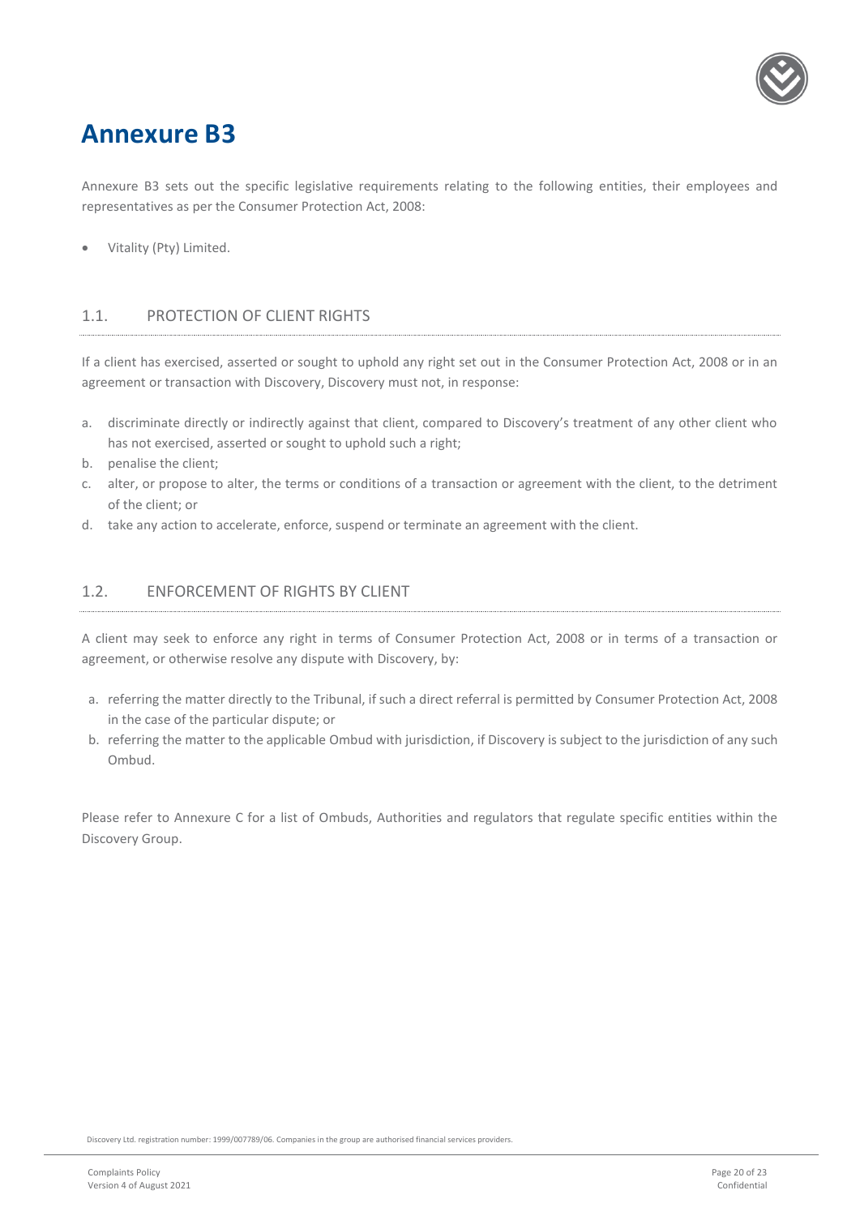# Annexure B3

Annexure B3 sets out the specific legislative requirements relating to the following entities, their employees and representatives as per the Consumer Protection Act, 2008:

- Vitality (Pty) Limited.

## 1.1. PROTECTION OF CLIENT RIGHTS

If a client has exercised, asserted or sought to uphold any right set out in the Consumer Protection Act, 2008 or in an agreement or transaction with Discovery, Discovery must not, in response:

a. discriminate directly or indirectly against that client, compared to Discovery's treatment of any other client who has not exercised, asserted or sought to uphold such a right;
b. penalise the client;
c. alter, or propose to alter, the terms or conditions of a transaction or agreement with the client, to the detriment of the client; or
d. take any action to accelerate, enforce, suspend or terminate an agreement with the client.

## 1.2. ENFORCEMENT OF RIGHTS BY CLIENT

A client may seek to enforce any right in terms of Consumer Protection Act, 2008 or in terms of a transaction or agreement, or otherwise resolve any dispute with Discovery, by:

a. referring the matter directly to the Tribunal, if such a direct referral is permitted by Consumer Protection Act, 2008 in the case of the particular dispute; or
b. referring the matter to the applicable Ombud with jurisdiction, if Discovery is subject to the jurisdiction of any such Ombud.

Please refer to Annexure C for a list of Ombuds, Authorities and regulators that regulate specific entities within the Discovery Group.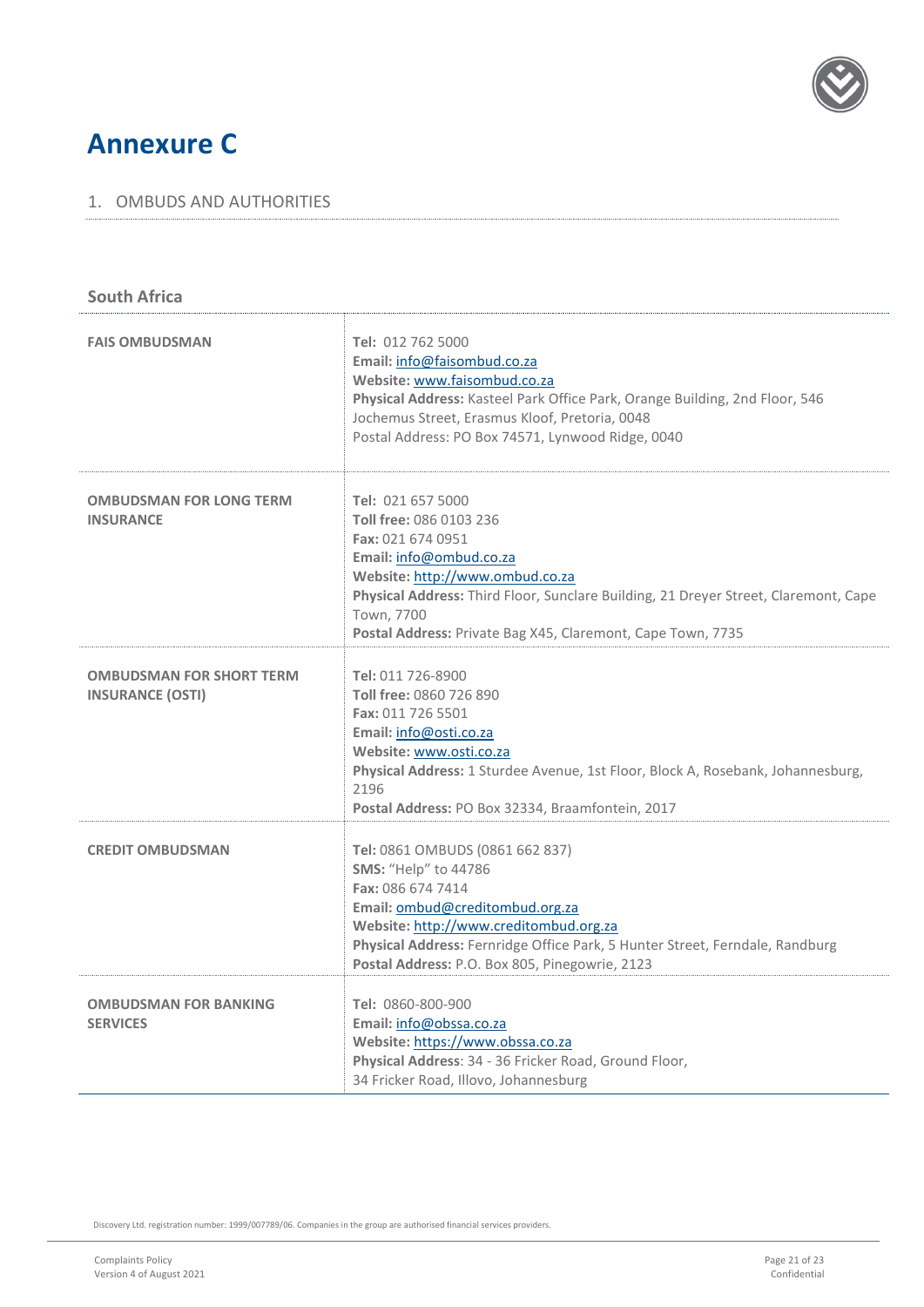# Annexure C

## 1. OMBUDS AND AUTHORITIES

### South Africa

| | |
|---|---|
| **FAIS OMBUDSMAN** | **Tel:** 012 762 5000<br>**Email:** info@faisombud.co.za<br>**Website:** www.faisombud.co.za<br>**Physical Address:** Kasteel Park Office Park, Orange Building, 2nd Floor, 546 Jochemus Street, Erasmus Kloof, Pretoria, 0048<br>Postal Address: PO Box 74571, Lynwood Ridge, 0040 |
| **OMBUDSMAN FOR LONG TERM INSURANCE** | **Tel:** 021 657 5000<br>**Toll free:** 086 0103 236<br>**Fax:** 021 674 0951<br>**Email:** info@ombud.co.za<br>**Website:** http://www.ombud.co.za<br>**Physical Address:** Third Floor, Sunclare Building, 21 Dreyer Street, Claremont, Cape Town, 7700<br>**Postal Address:** Private Bag X45, Claremont, Cape Town, 7735 |
| **OMBUDSMAN FOR SHORT TERM INSURANCE (OSTI)** | **Tel:** 011 726-8900<br>**Toll free:** 0860 726 890<br>**Fax:** 011 726 5501<br>**Email:** info@osti.co.za<br>**Website:** www.osti.co.za<br>**Physical Address:** 1 Sturdee Avenue, 1st Floor, Block A, Rosebank, Johannesburg, 2196<br>**Postal Address:** PO Box 32334, Braamfontein, 2017 |
| **CREDIT OMBUDSMAN** | **Tel:** 0861 OMBUDS (0861 662 837)<br>**SMS:** "Help" to 44786<br>**Fax:** 086 674 7414<br>**Email:** ombud@creditombud.org.za<br>**Website:** http://www.creditombud.org.za<br>**Physical Address:** Fernridge Office Park, 5 Hunter Street, Ferndale, Randburg<br>**Postal Address:** P.O. Box 805, Pinegowrie, 2123 |
| **OMBUDSMAN FOR BANKING SERVICES** | **Tel:** 0860-800-900<br>**Email:** info@obssa.co.za<br>**Website:** https://www.obssa.co.za<br>**Physical Address**: 34 - 36 Fricker Road, Ground Floor, 34 Fricker Road, Illovo, Johannesburg |

Discovery Ltd. registration number: 1999/007789/06. Companies in the group are authorised financial services providers.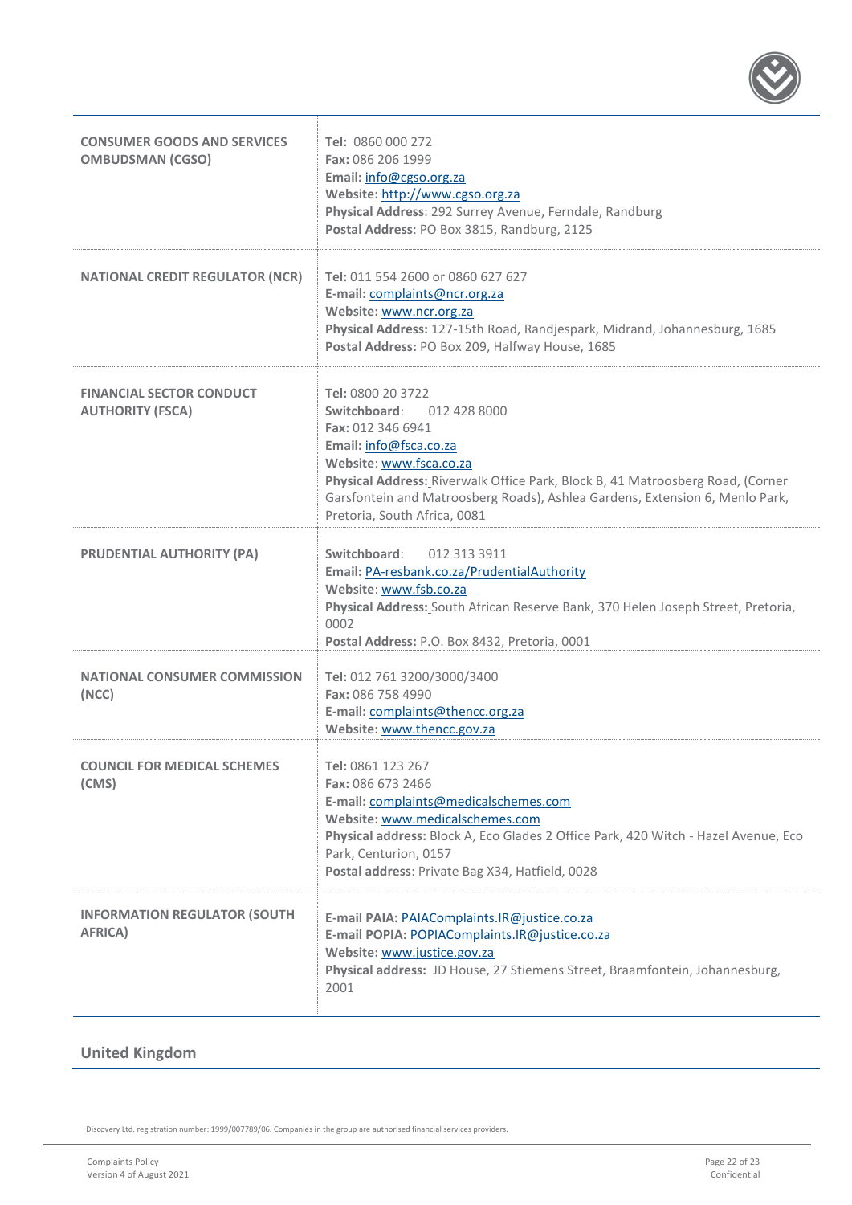| | |
|---|---|
| **CONSUMER GOODS AND SERVICES OMBUDSMAN (CGSO)** | **Tel:** 0860 000 272<br>**Fax:** 086 206 1999<br>**Email:** info@cgso.org.za<br>**Website:** http://www.cgso.org.za<br>**Physical Address**: 292 Surrey Avenue, Ferndale, Randburg<br>**Postal Address**: PO Box 3815, Randburg, 2125 |
| **NATIONAL CREDIT REGULATOR (NCR)** | **Tel:** 011 554 2600 or 0860 627 627<br>**E-mail:** complaints@ncr.org.za<br>**Website:** www.ncr.org.za<br>**Physical Address:** 127-15th Road, Randjespark, Midrand, Johannesburg, 1685<br>**Postal Address:** PO Box 209, Halfway House, 1685 |
| **FINANCIAL SECTOR CONDUCT AUTHORITY (FSCA)** | **Tel:** 0800 20 3722<br>**Switchboard**: 012 428 8000<br>**Fax:** 012 346 6941<br>**Email:** info@fsca.co.za<br>**Website**: www.fsca.co.za<br>**Physical Address:** Riverwalk Office Park, Block B, 41 Matroosberg Road, (Corner Garsfontein and Matroosberg Roads), Ashlea Gardens, Extension 6, Menlo Park, Pretoria, South Africa, 0081 |
| **PRUDENTIAL AUTHORITY (PA)** | **Switchboard**: 012 313 3911<br>**Email:** PA-resbank.co.za/PrudentialAuthority<br>**Website**: www.fsb.co.za<br>**Physical Address:** South African Reserve Bank, 370 Helen Joseph Street, Pretoria, 0002<br>**Postal Address:** P.O. Box 8432, Pretoria, 0001 |
| **NATIONAL CONSUMER COMMISSION (NCC)** | **Tel:** 012 761 3200/3000/3400<br>**Fax:** 086 758 4990<br>**E-mail:** complaints@thencc.org.za<br>**Website:** www.thencc.gov.za |
| **COUNCIL FOR MEDICAL SCHEMES (CMS)** | **Tel:** 0861 123 267<br>**Fax:** 086 673 2466<br>**E-mail:** complaints@medicalschemes.com<br>**Website:** www.medicalschemes.com<br>**Physical address:** Block A, Eco Glades 2 Office Park, 420 Witch - Hazel Avenue, Eco Park, Centurion, 0157<br>**Postal address**: Private Bag X34, Hatfield, 0028 |
| **INFORMATION REGULATOR (SOUTH AFRICA)** | **E-mail PAIA:** PAIAComplaints.IR@justice.co.za<br>**E-mail POPIA:** POPIAComplaints.IR@justice.co.za<br>**Website:** www.justice.gov.za<br>**Physical address:** JD House, 27 Stiemens Street, Braamfontein, Johannesburg, 2001 |

## United Kingdom

Discovery Ltd. registration number: 1999/007789/06. Companies in the group are authorised financial services providers.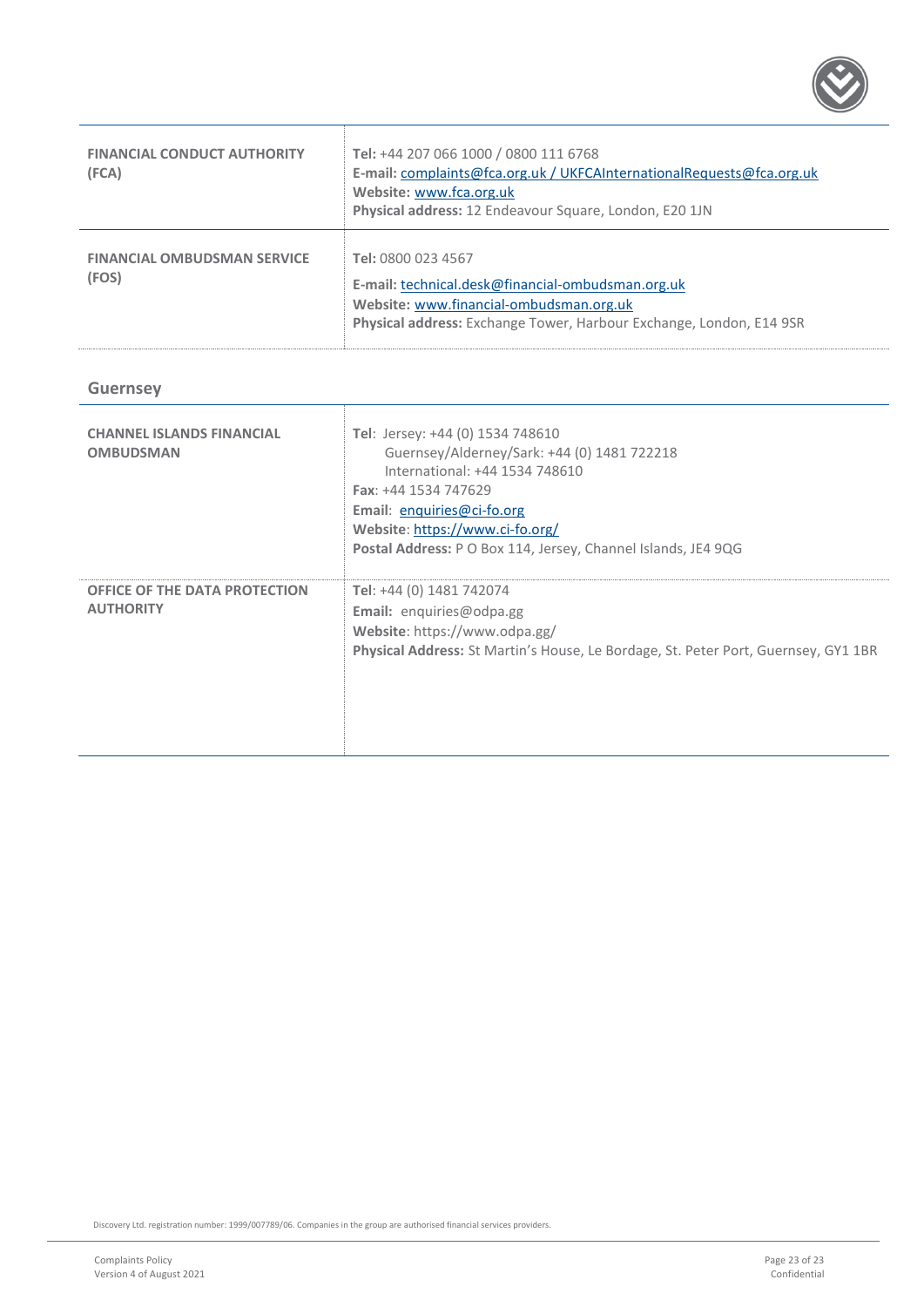| | |
|---|---|
| **FINANCIAL CONDUCT AUTHORITY (FCA)** | **Tel:** +44 207 066 1000 / 0800 111 6768<br>**E-mail:** complaints@fca.org.uk / UKFCAInternationalRequests@fca.org.uk<br>**Website:** www.fca.org.uk<br>**Physical address:** 12 Endeavour Square, London, E20 1JN |
| **FINANCIAL OMBUDSMAN SERVICE (FOS)** | **Tel:** 0800 023 4567<br>**E-mail:** technical.desk@financial-ombudsman.org.uk<br>**Website:** www.financial-ombudsman.org.uk<br>**Physical address:** Exchange Tower, Harbour Exchange, London, E14 9SR |

## Guernsey

| | |
|---|---|
| **CHANNEL ISLANDS FINANCIAL OMBUDSMAN** | **Tel**: Jersey: +44 (0) 1534 748610<br>Guernsey/Alderney/Sark: +44 (0) 1481 722218<br>International: +44 1534 748610<br>**Fax**: +44 1534 747629<br>**Email**: enquiries@ci-fo.org<br>**Website**: https://www.ci-fo.org/<br>**Postal Address:** P O Box 114, Jersey, Channel Islands, JE4 9QG |
| **OFFICE OF THE DATA PROTECTION AUTHORITY** | **Tel**: +44 (0) 1481 742074<br>**Email:** enquiries@odpa.gg<br>**Website**: https://www.odpa.gg/<br>**Physical Address:** St Martin's House, Le Bordage, St. Peter Port, Guernsey, GY1 1BR |

Discovery Ltd. registration number: 1999/007789/06. Companies in the group are authorised financial services providers.